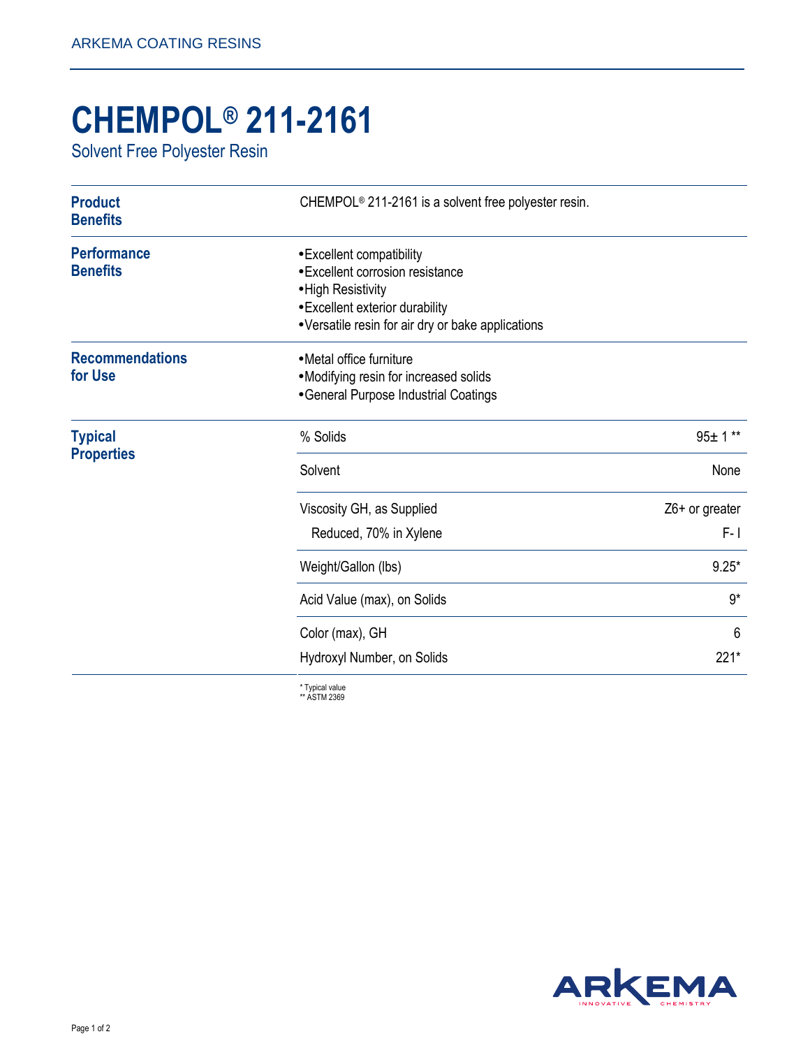# CHEMPOL® 211-2161

## Solvent Free Polyester Resin

### Product Benefits

CHEMPOL® 211-2161 is a solvent free polyester resin.

### Performance Benefits

- Excellent compatibility
- Excellent corrosion resistance
- High Resistivity
- Excellent exterior durability
- Versatile resin for air dry or bake applications

### Recommendations for Use

- Metal office furniture
- Modifying resin for increased solids
- General Purpose Industrial Coatings

### Typical Properties

| Property | Value |
|---|---|
| % Solids | 95± 1 ** |
| Solvent | None |
| Viscosity GH, as Supplied | Z6+ or greater |
| Reduced, 70% in Xylene | F- I |
| Weight/Gallon (lbs) | 9.25* |
| Acid Value (max), on Solids | 9* |
| Color (max), GH | 6 |
| Hydroxyl Number, on Solids | 221* |

\* Typical value
\** ASTM 2369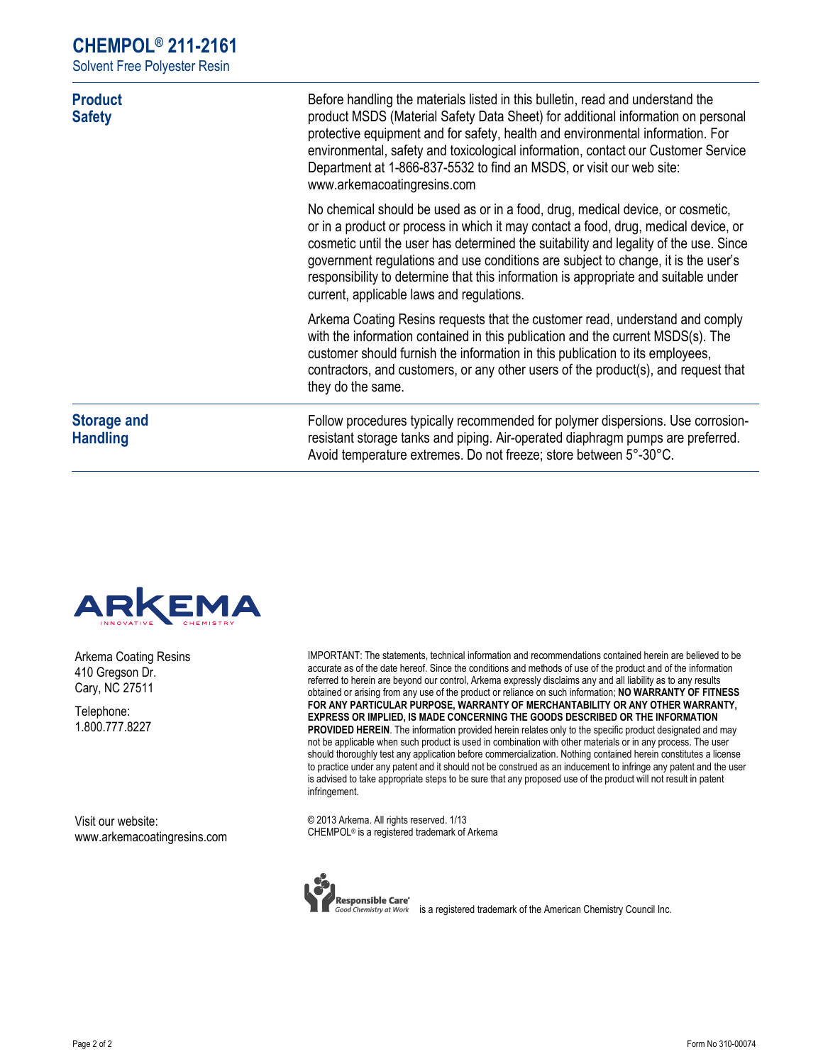# CHEMPOL® 211-2161

Solvent Free Polyester Resin

## Product Safety

Before handling the materials listed in this bulletin, read and understand the product MSDS (Material Safety Data Sheet) for additional information on personal protective equipment and for safety, health and environmental information. For environmental, safety and toxicological information, contact our Customer Service Department at 1-866-837-5532 to find an MSDS, or visit our web site: www.arkemacoatingresins.com

No chemical should be used as or in a food, drug, medical device, or cosmetic, or in a product or process in which it may contact a food, drug, medical device, or cosmetic until the user has determined the suitability and legality of the use. Since government regulations and use conditions are subject to change, it is the user's responsibility to determine that this information is appropriate and suitable under current, applicable laws and regulations.

Arkema Coating Resins requests that the customer read, understand and comply with the information contained in this publication and the current MSDS(s). The customer should furnish the information in this publication to its employees, contractors, and customers, or any other users of the product(s), and request that they do the same.

## Storage and Handling

Follow procedures typically recommended for polymer dispersions. Use corrosion-resistant storage tanks and piping. Air-operated diaphragm pumps are preferred. Avoid temperature extremes. Do not freeze; store between 5°-30°C.

ARKEMA
INNOVATIVE CHEMISTRY

Arkema Coating Resins
410 Gregson Dr.
Cary, NC 27511

Telephone:
1.800.777.8227

Visit our website:
www.arkemacoatingresins.com

IMPORTANT: The statements, technical information and recommendations contained herein are believed to be accurate as of the date hereof. Since the conditions and methods of use of the product and of the information referred to herein are beyond our control, Arkema expressly disclaims any and all liability as to any results obtained or arising from any use of the product or reliance on such information; **NO WARRANTY OF FITNESS FOR ANY PARTICULAR PURPOSE, WARRANTY OF MERCHANTABILITY OR ANY OTHER WARRANTY, EXPRESS OR IMPLIED, IS MADE CONCERNING THE GOODS DESCRIBED OR THE INFORMATION PROVIDED HEREIN**. The information provided herein relates only to the specific product designated and may not be applicable when such product is used in combination with other materials or in any process. The user should thoroughly test any application before commercialization. Nothing contained herein constitutes a license to practice under any patent and it should not be construed as an inducement to infringe any patent and the user is advised to take appropriate steps to be sure that any proposed use of the product will not result in patent infringement.

© 2013 Arkema. All rights reserved. 1/13
CHEMPOL® is a registered trademark of Arkema

Responsible Care® Good Chemistry at Work is a registered trademark of the American Chemistry Council Inc.

Form No 310-00074